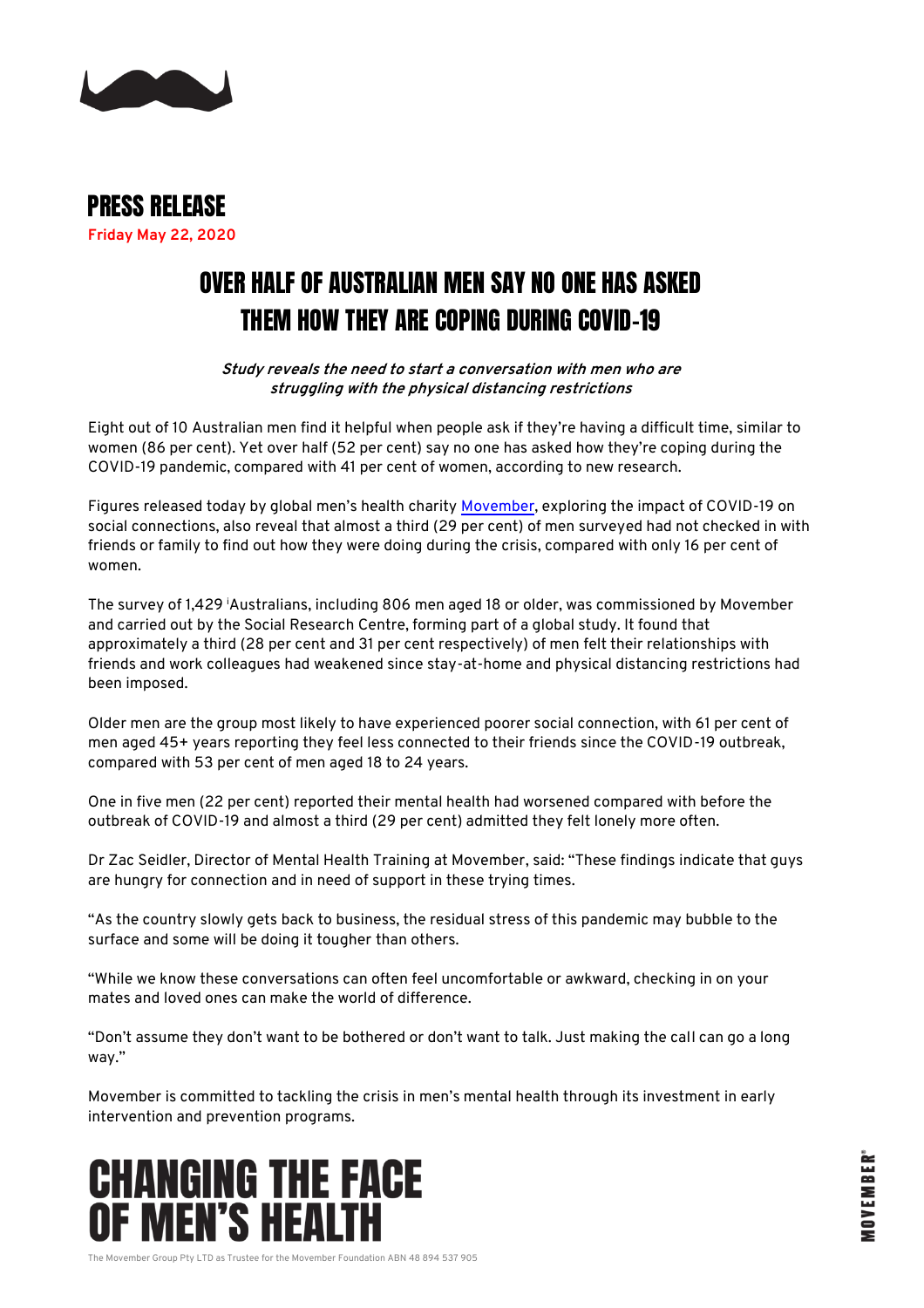# PRESS RELEASE

**Friday May 22, 2020**

# OVER HALF OF AUSTRALIAN MEN SAY NO ONE HAS ASKED THEM HOW THEY ARE COPING DURING COVID-19

***Study reveals the need to start a conversation with men who are struggling with the physical distancing restrictions***

Eight out of 10 Australian men find it helpful when people ask if they're having a difficult time, similar to women (86 per cent). Yet over half (52 per cent) say no one has asked how they're coping during the COVID-19 pandemic, compared with 41 per cent of women, according to new research.

Figures released today by global men's health charity Movember, exploring the impact of COVID-19 on social connections, also reveal that almost a third (29 per cent) of men surveyed had not checked in with friends or family to find out how they were doing during the crisis, compared with only 16 per cent of women.

The survey of 1,429 [i] Australians, including 806 men aged 18 or older, was commissioned by Movember and carried out by the Social Research Centre, forming part of a global study. It found that approximately a third (28 per cent and 31 per cent respectively) of men felt their relationships with friends and work colleagues had weakened since stay-at-home and physical distancing restrictions had been imposed.

Older men are the group most likely to have experienced poorer social connection, with 61 per cent of men aged 45+ years reporting they feel less connected to their friends since the COVID-19 outbreak, compared with 53 per cent of men aged 18 to 24 years.

One in five men (22 per cent) reported their mental health had worsened compared with before the outbreak of COVID-19 and almost a third (29 per cent) admitted they felt lonely more often.

Dr Zac Seidler, Director of Mental Health Training at Movember, said: "These findings indicate that guys are hungry for connection and in need of support in these trying times.

"As the country slowly gets back to business, the residual stress of this pandemic may bubble to the surface and some will be doing it tougher than others.

"While we know these conversations can often feel uncomfortable or awkward, checking in on your mates and loved ones can make the world of difference.

"Don't assume they don't want to be bothered or don't want to talk. Just making the call can go a long way."

Movember is committed to tackling the crisis in men's mental health through its investment in early intervention and prevention programs.

**CHANGING THE FACE OF MEN'S HEALTH**

The Movember Group Pty LTD as Trustee for the Movember Foundation ABN 48 894 537 905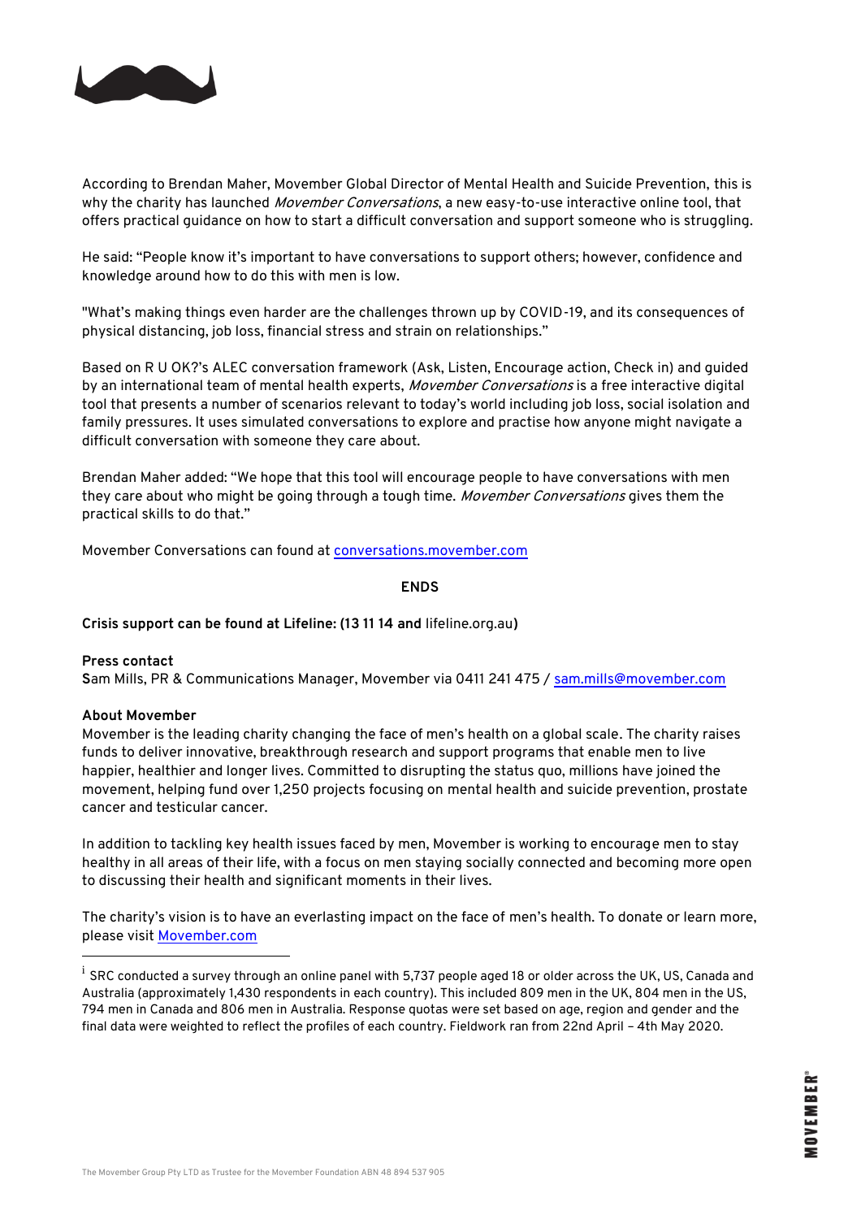According to Brendan Maher, Movember Global Director of Mental Health and Suicide Prevention, this is why the charity has launched *Movember Conversations*, a new easy-to-use interactive online tool, that offers practical guidance on how to start a difficult conversation and support someone who is struggling.

He said: "People know it's important to have conversations to support others; however, confidence and knowledge around how to do this with men is low.

"What's making things even harder are the challenges thrown up by COVID-19, and its consequences of physical distancing, job loss, financial stress and strain on relationships."

Based on R U OK?'s ALEC conversation framework (Ask, Listen, Encourage action, Check in) and guided by an international team of mental health experts, *Movember Conversations* is a free interactive digital tool that presents a number of scenarios relevant to today's world including job loss, social isolation and family pressures. It uses simulated conversations to explore and practise how anyone might navigate a difficult conversation with someone they care about.

Brendan Maher added: "We hope that this tool will encourage people to have conversations with men they care about who might be going through a tough time. *Movember Conversations* gives them the practical skills to do that."

Movember Conversations can found at [conversations.movember.com](conversations.movember.com)

**ENDS**

**Crisis support can be found at Lifeline: (13 11 14 and** lifeline.org.au**)**

**Press contact**
**S**am Mills, PR & Communications Manager, Movember via 0411 241 475 / [sam.mills@movember.com](mailto:sam.mills@movember.com)

**About Movember**
Movember is the leading charity changing the face of men's health on a global scale. The charity raises funds to deliver innovative, breakthrough research and support programs that enable men to live happier, healthier and longer lives. Committed to disrupting the status quo, millions have joined the movement, helping fund over 1,250 projects focusing on mental health and suicide prevention, prostate cancer and testicular cancer.

In addition to tackling key health issues faced by men, Movember is working to encourage men to stay healthy in all areas of their life, with a focus on men staying socially connected and becoming more open to discussing their health and significant moments in their lives.

The charity's vision is to have an everlasting impact on the face of men's health. To donate or learn more, please visit [Movember.com](Movember.com)

---

[i] SRC conducted a survey through an online panel with 5,737 people aged 18 or older across the UK, US, Canada and Australia (approximately 1,430 respondents in each country). This included 809 men in the UK, 804 men in the US, 794 men in Canada and 806 men in Australia. Response quotas were set based on age, region and gender and the final data were weighted to reflect the profiles of each country. Fieldwork ran from 22nd April – 4th May 2020.

The Movember Group Pty LTD as Trustee for the Movember Foundation ABN 48 894 537 905